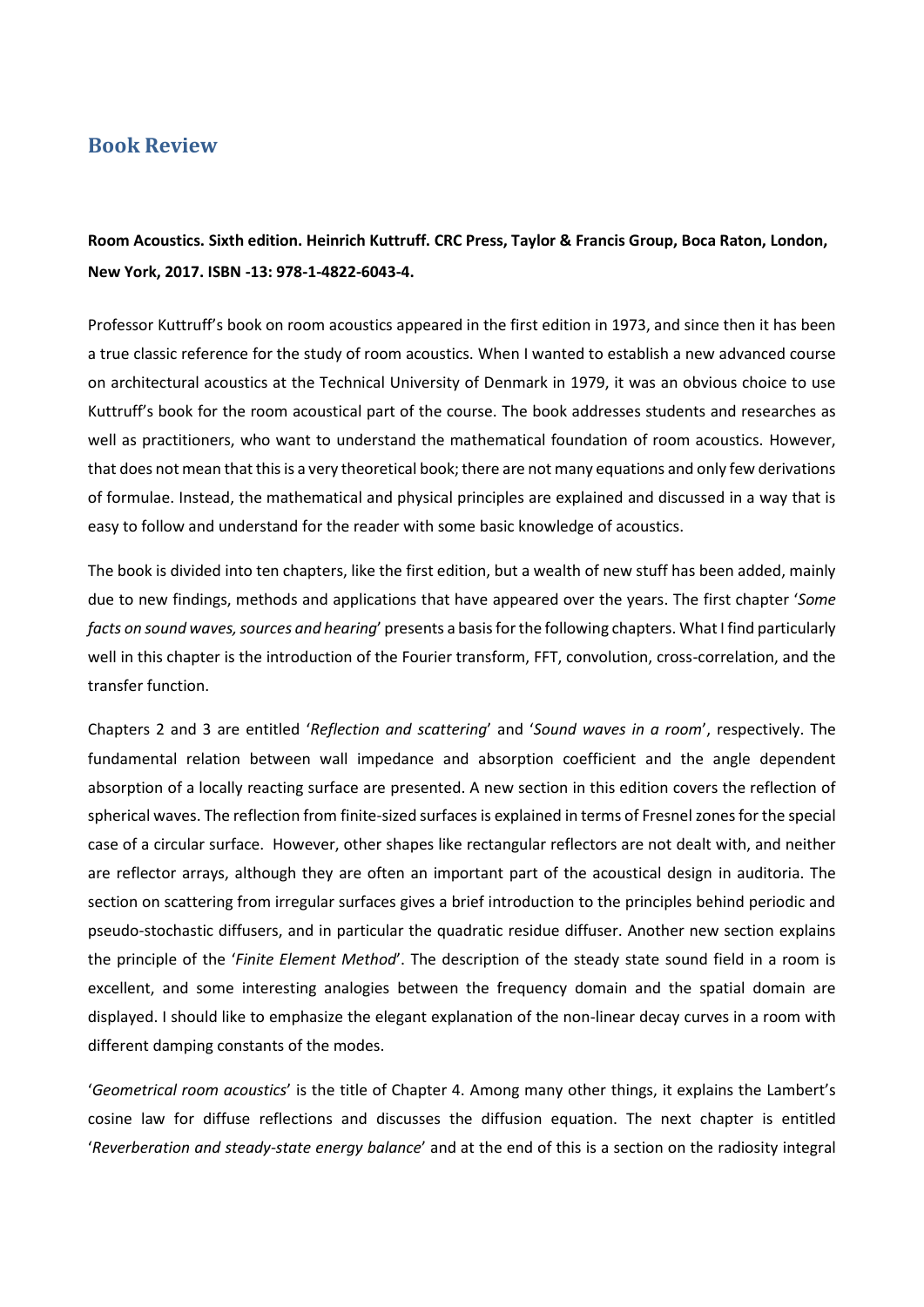# Book Review

**Room Acoustics. Sixth edition. Heinrich Kuttruff. CRC Press, Taylor & Francis Group, Boca Raton, London, New York, 2017. ISBN -13: 978-1-4822-6043-4.**

Professor Kuttruff's book on room acoustics appeared in the first edition in 1973, and since then it has been a true classic reference for the study of room acoustics. When I wanted to establish a new advanced course on architectural acoustics at the Technical University of Denmark in 1979, it was an obvious choice to use Kuttruff's book for the room acoustical part of the course. The book addresses students and researches as well as practitioners, who want to understand the mathematical foundation of room acoustics. However, that does not mean that this is a very theoretical book; there are not many equations and only few derivations of formulae. Instead, the mathematical and physical principles are explained and discussed in a way that is easy to follow and understand for the reader with some basic knowledge of acoustics.

The book is divided into ten chapters, like the first edition, but a wealth of new stuff has been added, mainly due to new findings, methods and applications that have appeared over the years. The first chapter '*Some facts on sound waves, sources and hearing*' presents a basis for the following chapters. What I find particularly well in this chapter is the introduction of the Fourier transform, FFT, convolution, cross-correlation, and the transfer function.

Chapters 2 and 3 are entitled '*Reflection and scattering*' and '*Sound waves in a room*', respectively. The fundamental relation between wall impedance and absorption coefficient and the angle dependent absorption of a locally reacting surface are presented. A new section in this edition covers the reflection of spherical waves. The reflection from finite-sized surfaces is explained in terms of Fresnel zones for the special case of a circular surface. However, other shapes like rectangular reflectors are not dealt with, and neither are reflector arrays, although they are often an important part of the acoustical design in auditoria. The section on scattering from irregular surfaces gives a brief introduction to the principles behind periodic and pseudo-stochastic diffusers, and in particular the quadratic residue diffuser. Another new section explains the principle of the '*Finite Element Method*'. The description of the steady state sound field in a room is excellent, and some interesting analogies between the frequency domain and the spatial domain are displayed. I should like to emphasize the elegant explanation of the non-linear decay curves in a room with different damping constants of the modes.

'*Geometrical room acoustics*' is the title of Chapter 4. Among many other things, it explains the Lambert's cosine law for diffuse reflections and discusses the diffusion equation. The next chapter is entitled '*Reverberation and steady-state energy balance*' and at the end of this is a section on the radiosity integral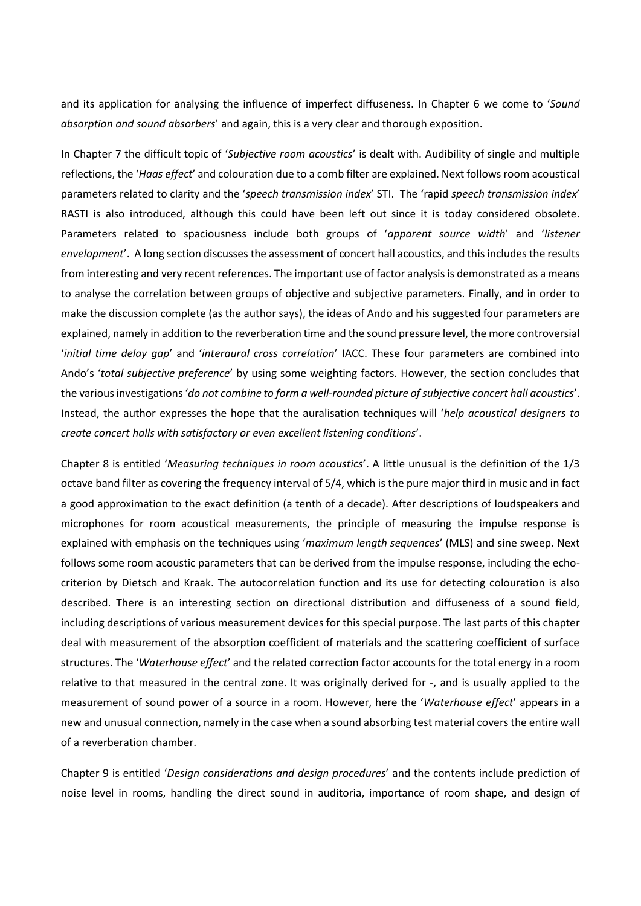and its application for analysing the influence of imperfect diffuseness. In Chapter 6 we come to '*Sound absorption and sound absorbers*' and again, this is a very clear and thorough exposition.

In Chapter 7 the difficult topic of '*Subjective room acoustics*' is dealt with. Audibility of single and multiple reflections, the '*Haas effect*' and colouration due to a comb filter are explained. Next follows room acoustical parameters related to clarity and the '*speech transmission index*' STI. The 'rapid *speech transmission index*' RASTI is also introduced, although this could have been left out since it is today considered obsolete. Parameters related to spaciousness include both groups of '*apparent source width*' and '*listener envelopment*'. A long section discusses the assessment of concert hall acoustics, and this includes the results from interesting and very recent references. The important use of factor analysis is demonstrated as a means to analyse the correlation between groups of objective and subjective parameters. Finally, and in order to make the discussion complete (as the author says), the ideas of Ando and his suggested four parameters are explained, namely in addition to the reverberation time and the sound pressure level, the more controversial '*initial time delay gap*' and '*interaural cross correlation*' IACC. These four parameters are combined into Ando's '*total subjective preference*' by using some weighting factors. However, the section concludes that the various investigations '*do not combine to form a well-rounded picture of subjective concert hall acoustics*'. Instead, the author expresses the hope that the auralisation techniques will '*help acoustical designers to create concert halls with satisfactory or even excellent listening conditions*'.

Chapter 8 is entitled '*Measuring techniques in room acoustics*'. A little unusual is the definition of the 1/3 octave band filter as covering the frequency interval of 5/4, which is the pure major third in music and in fact a good approximation to the exact definition (a tenth of a decade). After descriptions of loudspeakers and microphones for room acoustical measurements, the principle of measuring the impulse response is explained with emphasis on the techniques using '*maximum length sequences*' (MLS) and sine sweep. Next follows some room acoustic parameters that can be derived from the impulse response, including the echo-criterion by Dietsch and Kraak. The autocorrelation function and its use for detecting colouration is also described. There is an interesting section on directional distribution and diffuseness of a sound field, including descriptions of various measurement devices for this special purpose. The last parts of this chapter deal with measurement of the absorption coefficient of materials and the scattering coefficient of surface structures. The '*Waterhouse effect*' and the related correction factor accounts for the total energy in a room relative to that measured in the central zone. It was originally derived for -, and is usually applied to the measurement of sound power of a source in a room. However, here the '*Waterhouse effect*' appears in a new and unusual connection, namely in the case when a sound absorbing test material covers the entire wall of a reverberation chamber.

Chapter 9 is entitled '*Design considerations and design procedures*' and the contents include prediction of noise level in rooms, handling the direct sound in auditoria, importance of room shape, and design of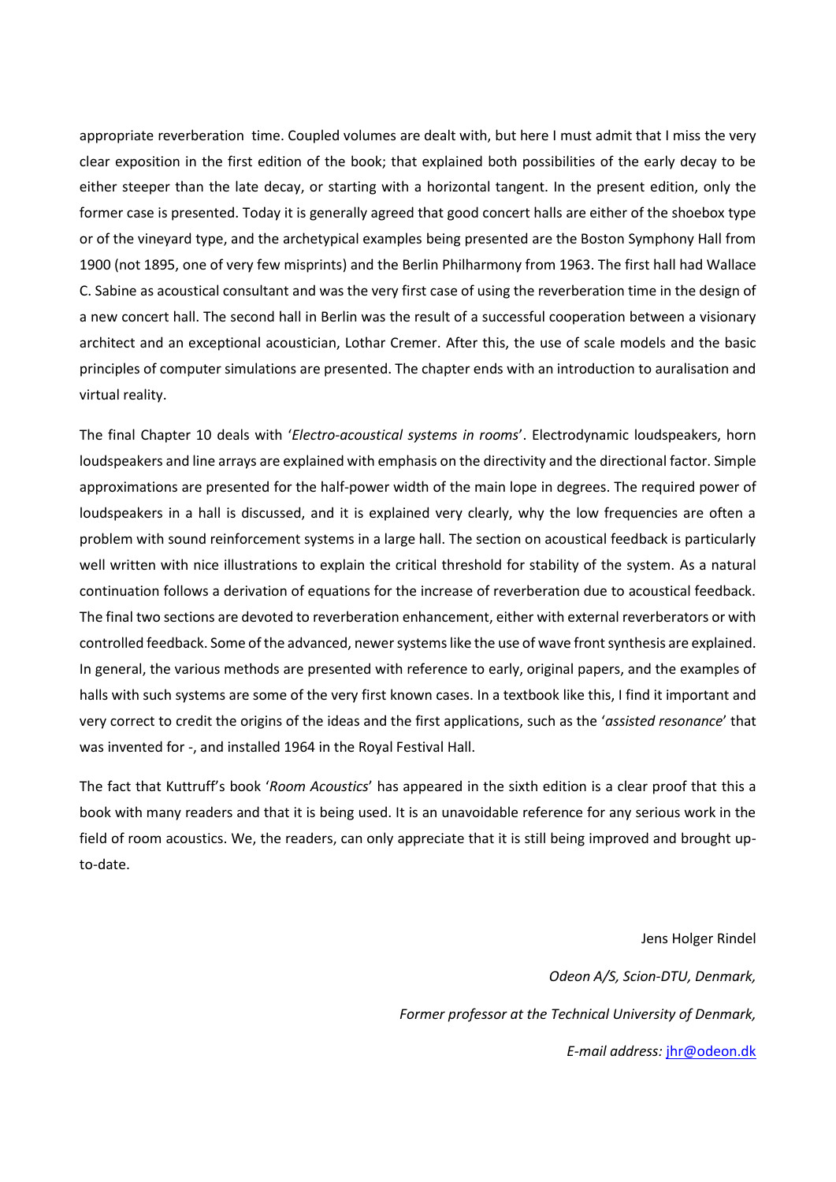appropriate reverberation time. Coupled volumes are dealt with, but here I must admit that I miss the very clear exposition in the first edition of the book; that explained both possibilities of the early decay to be either steeper than the late decay, or starting with a horizontal tangent. In the present edition, only the former case is presented. Today it is generally agreed that good concert halls are either of the shoebox type or of the vineyard type, and the archetypical examples being presented are the Boston Symphony Hall from 1900 (not 1895, one of very few misprints) and the Berlin Philharmony from 1963. The first hall had Wallace C. Sabine as acoustical consultant and was the very first case of using the reverberation time in the design of a new concert hall. The second hall in Berlin was the result of a successful cooperation between a visionary architect and an exceptional acoustician, Lothar Cremer. After this, the use of scale models and the basic principles of computer simulations are presented. The chapter ends with an introduction to auralisation and virtual reality.

The final Chapter 10 deals with '*Electro-acoustical systems in rooms*'. Electrodynamic loudspeakers, horn loudspeakers and line arrays are explained with emphasis on the directivity and the directional factor. Simple approximations are presented for the half-power width of the main lope in degrees. The required power of loudspeakers in a hall is discussed, and it is explained very clearly, why the low frequencies are often a problem with sound reinforcement systems in a large hall. The section on acoustical feedback is particularly well written with nice illustrations to explain the critical threshold for stability of the system. As a natural continuation follows a derivation of equations for the increase of reverberation due to acoustical feedback. The final two sections are devoted to reverberation enhancement, either with external reverberators or with controlled feedback. Some of the advanced, newer systems like the use of wave front synthesis are explained. In general, the various methods are presented with reference to early, original papers, and the examples of halls with such systems are some of the very first known cases. In a textbook like this, I find it important and very correct to credit the origins of the ideas and the first applications, such as the '*assisted resonance*' that was invented for -, and installed 1964 in the Royal Festival Hall.

The fact that Kuttruff's book '*Room Acoustics*' has appeared in the sixth edition is a clear proof that this a book with many readers and that it is being used. It is an unavoidable reference for any serious work in the field of room acoustics. We, the readers, can only appreciate that it is still being improved and brought up-to-date.

Jens Holger Rindel

*Odeon A/S, Scion-DTU, Denmark,*

*Former professor at the Technical University of Denmark,*

*E-mail address:* jhr@odeon.dk